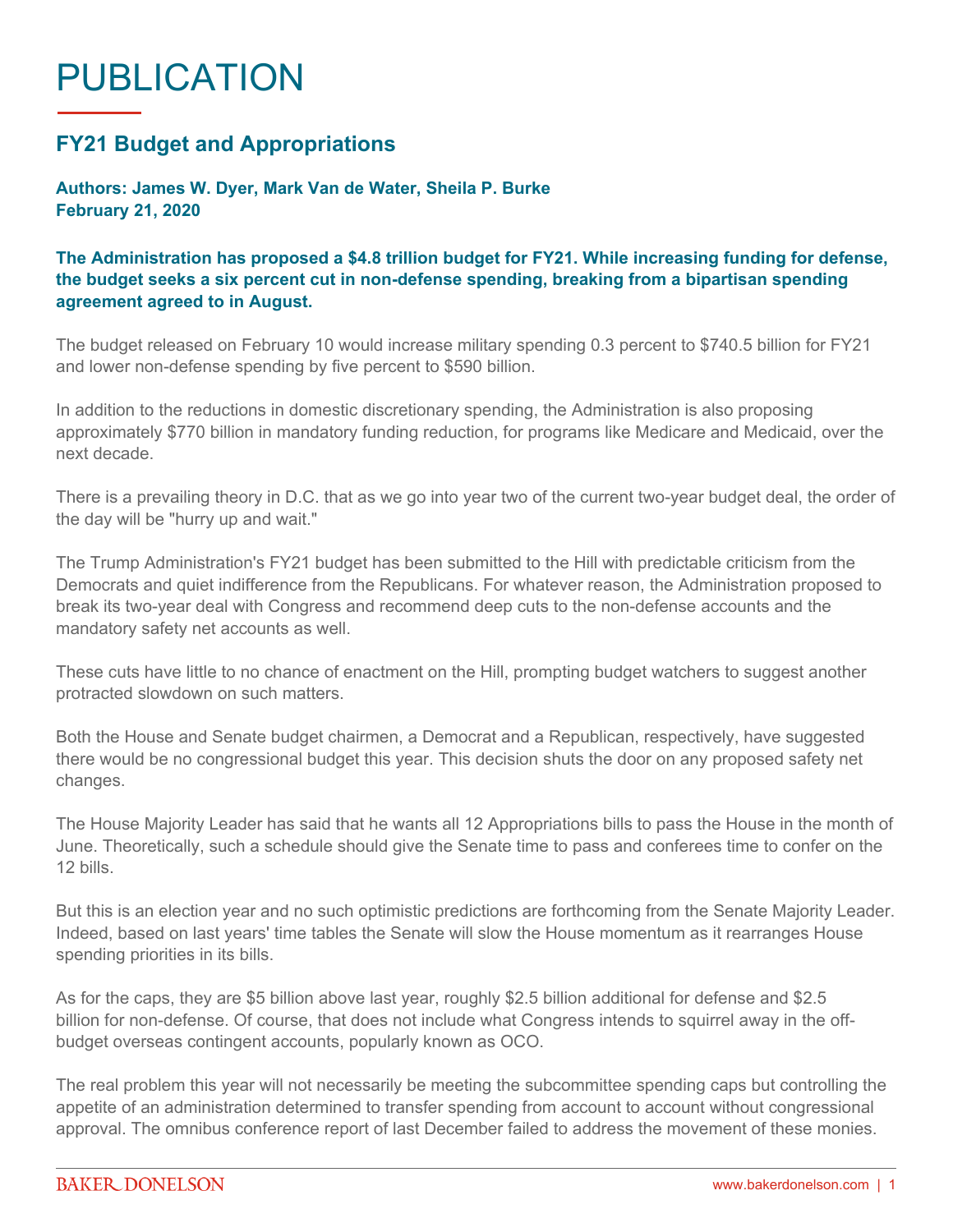# PUBLICATION

## FY21 Budget and Appropriations

**Authors: James W. Dyer, Mark Van de Water, Sheila P. Burke**
**February 21, 2020**

**The Administration has proposed a $4.8 trillion budget for FY21. While increasing funding for defense, the budget seeks a six percent cut in non-defense spending, breaking from a bipartisan spending agreement agreed to in August.**

The budget released on February 10 would increase military spending 0.3 percent to $740.5 billion for FY21 and lower non-defense spending by five percent to $590 billion.

In addition to the reductions in domestic discretionary spending, the Administration is also proposing approximately $770 billion in mandatory funding reduction, for programs like Medicare and Medicaid, over the next decade.

There is a prevailing theory in D.C. that as we go into year two of the current two-year budget deal, the order of the day will be "hurry up and wait."

The Trump Administration's FY21 budget has been submitted to the Hill with predictable criticism from the Democrats and quiet indifference from the Republicans. For whatever reason, the Administration proposed to break its two-year deal with Congress and recommend deep cuts to the non-defense accounts and the mandatory safety net accounts as well.

These cuts have little to no chance of enactment on the Hill, prompting budget watchers to suggest another protracted slowdown on such matters.

Both the House and Senate budget chairmen, a Democrat and a Republican, respectively, have suggested there would be no congressional budget this year. This decision shuts the door on any proposed safety net changes.

The House Majority Leader has said that he wants all 12 Appropriations bills to pass the House in the month of June. Theoretically, such a schedule should give the Senate time to pass and conferees time to confer on the 12 bills.

But this is an election year and no such optimistic predictions are forthcoming from the Senate Majority Leader. Indeed, based on last years' time tables the Senate will slow the House momentum as it rearranges House spending priorities in its bills.

As for the caps, they are $5 billion above last year, roughly $2.5 billion additional for defense and $2.5 billion for non-defense. Of course, that does not include what Congress intends to squirrel away in the off-budget overseas contingent accounts, popularly known as OCO.

The real problem this year will not necessarily be meeting the subcommittee spending caps but controlling the appetite of an administration determined to transfer spending from account to account without congressional approval. The omnibus conference report of last December failed to address the movement of these monies.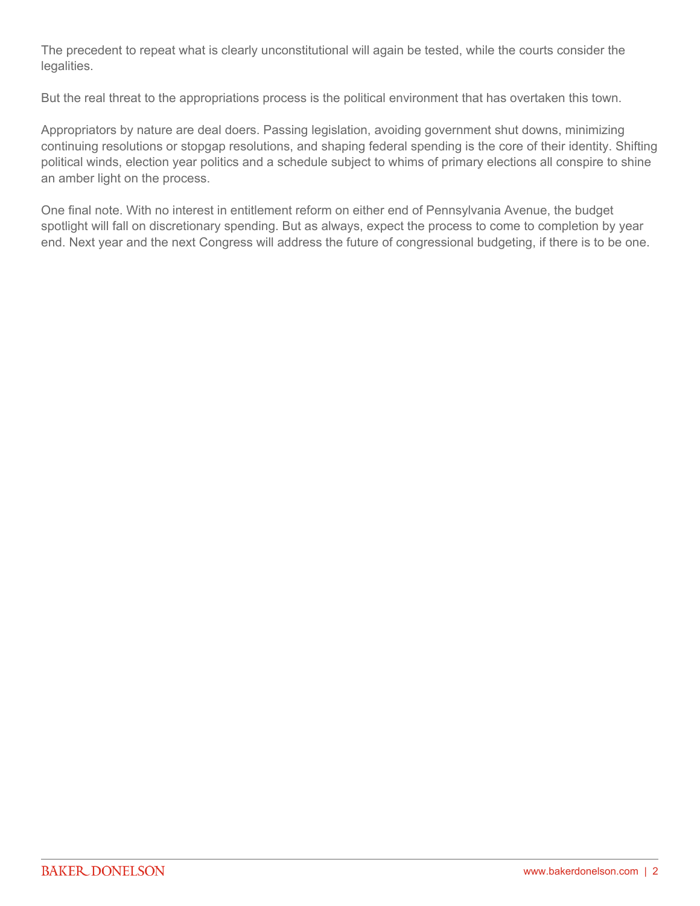The precedent to repeat what is clearly unconstitutional will again be tested, while the courts consider the legalities.

But the real threat to the appropriations process is the political environment that has overtaken this town.

Appropriators by nature are deal doers. Passing legislation, avoiding government shut downs, minimizing continuing resolutions or stopgap resolutions, and shaping federal spending is the core of their identity. Shifting political winds, election year politics and a schedule subject to whims of primary elections all conspire to shine an amber light on the process.

One final note. With no interest in entitlement reform on either end of Pennsylvania Avenue, the budget spotlight will fall on discretionary spending. But as always, expect the process to come to completion by year end. Next year and the next Congress will address the future of congressional budgeting, if there is to be one.